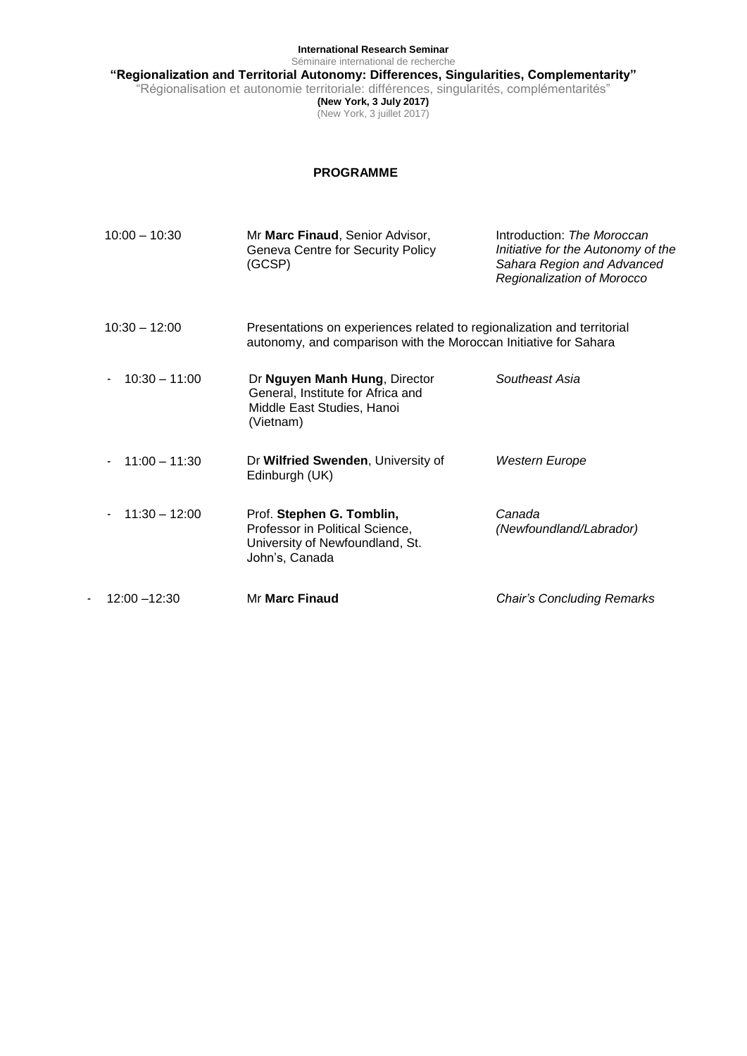**International Research Seminar**

Séminaire international de recherche

**"Regionalization and Territorial Autonomy: Differences, Singularities, Complementarity"**

"Régionalisation et autonomie territoriale: différences, singularités, complémentarités"

**(New York, 3 July 2017)**

(New York, 3 juillet 2017)

**PROGRAMME**

| | | |
|---|---|---|
| 10:00 – 10:30 | Mr **Marc Finaud**, Senior Advisor, Geneva Centre for Security Policy (GCSP) | Introduction: *The Moroccan Initiative for the Autonomy of the Sahara Region and Advanced Regionalization of Morocco* |
| 10:30 – 12:00 | Presentations on experiences related to regionalization and territorial autonomy, and comparison with the Moroccan Initiative for Sahara | |
| - 10:30 – 11:00 | Dr **Nguyen Manh Hung**, Director General, Institute for Africa and Middle East Studies, Hanoi (Vietnam) | *Southeast Asia* |
| - 11:00 – 11:30 | Dr **Wilfried Swenden**, University of Edinburgh (UK) | *Western Europe* |
| - 11:30 – 12:00 | Prof. **Stephen G. Tomblin,** Professor in Political Science, University of Newfoundland, St. John's, Canada | *Canada (Newfoundland/Labrador)* |
| - 12:00 –12:30 | Mr **Marc Finaud** | *Chair's Concluding Remarks* |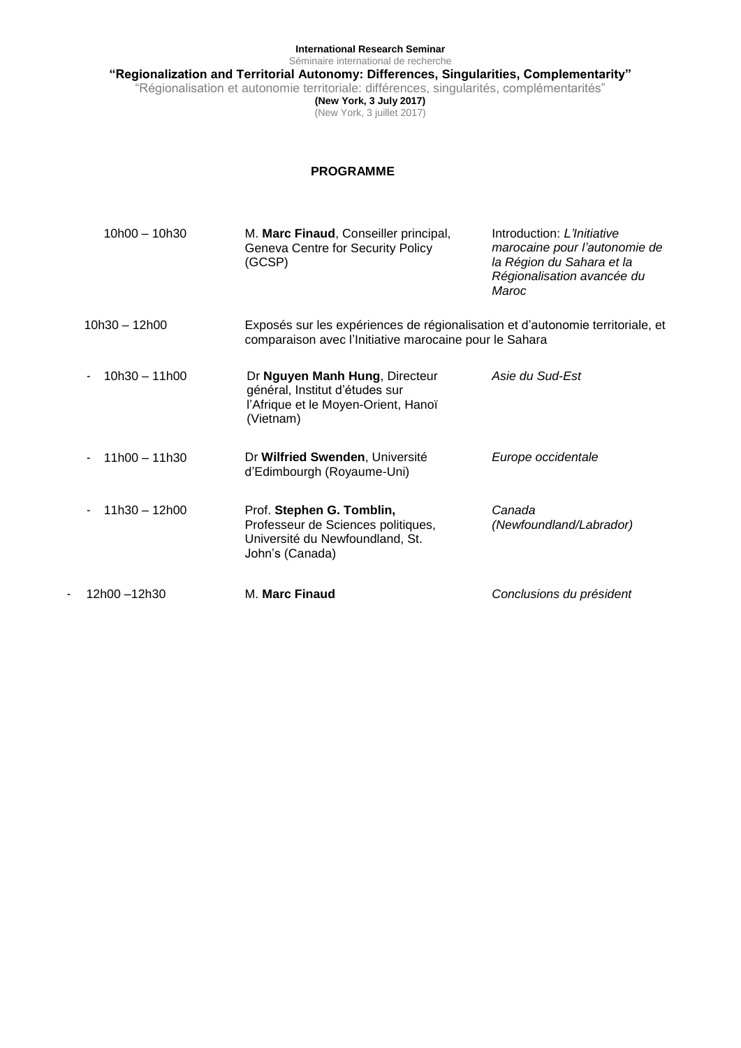**International Research Seminar**
Séminaire international de recherche

**"Regionalization and Territorial Autonomy: Differences, Singularities, Complementarity"**
"Régionalisation et autonomie territoriale: différences, singularités, complémentarités"

**(New York, 3 July 2017)**
(New York, 3 juillet 2017)

## PROGRAMME

| | | |
|---|---|---|
| 10h00 – 10h30 | M. **Marc Finaud**, Conseiller principal, Geneva Centre for Security Policy (GCSP) | Introduction: *L'Initiative marocaine pour l'autonomie de la Région du Sahara et la Régionalisation avancée du Maroc* |
| 10h30 – 12h00 | Exposés sur les expériences de régionalisation et d'autonomie territoriale, et comparaison avec l'Initiative marocaine pour le Sahara | |
| - 10h30 – 11h00 | Dr **Nguyen Manh Hung**, Directeur général, Institut d'études sur l'Afrique et le Moyen-Orient, Hanoï (Vietnam) | *Asie du Sud-Est* |
| - 11h00 – 11h30 | Dr **Wilfried Swenden**, Université d'Edimbourgh (Royaume-Uni) | *Europe occidentale* |
| - 11h30 – 12h00 | Prof. **Stephen G. Tomblin,** Professeur de Sciences politiques, Université du Newfoundland, St. John's (Canada) | *Canada (Newfoundland/Labrador)* |
| - 12h00 –12h30 | M. **Marc Finaud** | *Conclusions du président* |